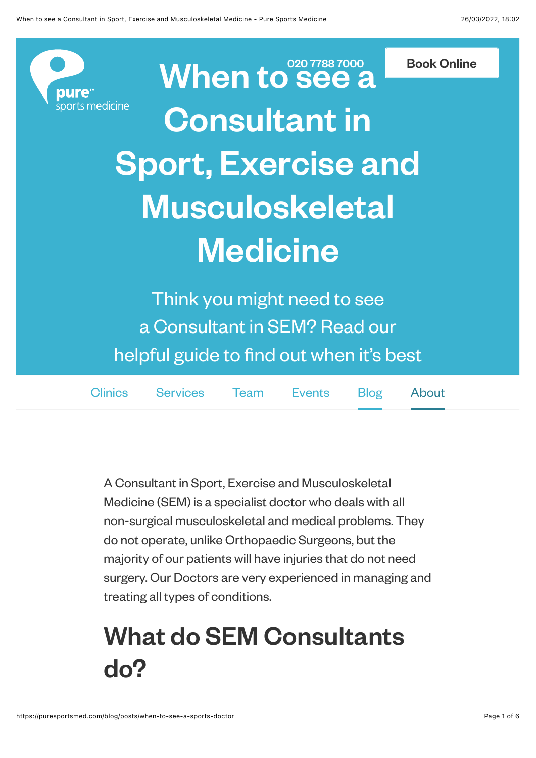020 7788 7000

Book Online

# When to see a Consultant in Sport, Exercise and Musculoskeletal Medicine

Think you might need to see a Consultant in SEM? Read our helpful guide to find out when it's best

Clinics Services Team Events Blog About

A Consultant in Sport, Exercise and Musculoskeletal Medicine (SEM) is a specialist doctor who deals with all non-surgical musculoskeletal and medical problems. They do not operate, unlike Orthopaedic Surgeons, but the majority of our patients will have injuries that do not need surgery. Our Doctors are very experienced in managing and treating all types of conditions.

## What do SEM Consultants do?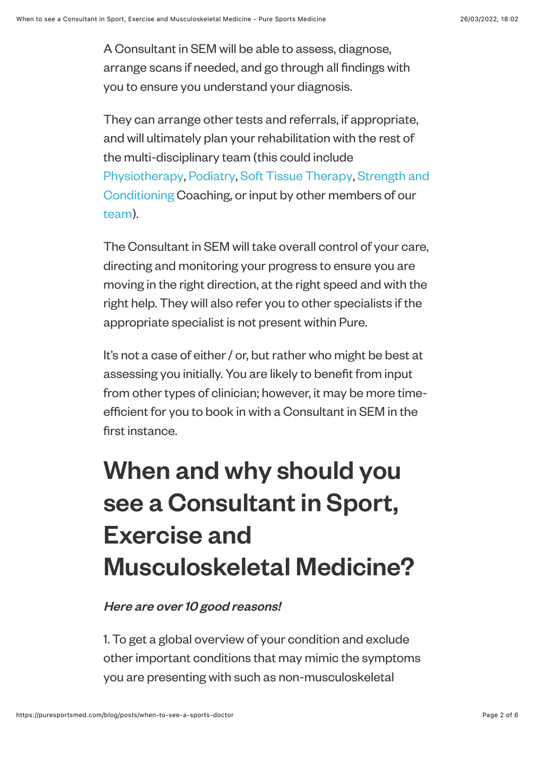A Consultant in SEM will be able to assess, diagnose, arrange scans if needed, and go through all findings with you to ensure you understand your diagnosis.

They can arrange other tests and referrals, if appropriate, and will ultimately plan your rehabilitation with the rest of the multi-disciplinary team (this could include Physiotherapy, Podiatry, Soft Tissue Therapy, Strength and Conditioning Coaching, or input by other members of our team).

The Consultant in SEM will take overall control of your care, directing and monitoring your progress to ensure you are moving in the right direction, at the right speed and with the right help. They will also refer you to other specialists if the appropriate specialist is not present within Pure.

It's not a case of either / or, but rather who might be best at assessing you initially. You are likely to benefit from input from other types of clinician; however, it may be more time-efficient for you to book in with a Consultant in SEM in the first instance.

# When and why should you see a Consultant in Sport, Exercise and Musculoskeletal Medicine?

***Here are over 10 good reasons!***

1. To get a global overview of your condition and exclude other important conditions that may mimic the symptoms you are presenting with such as non-musculoskeletal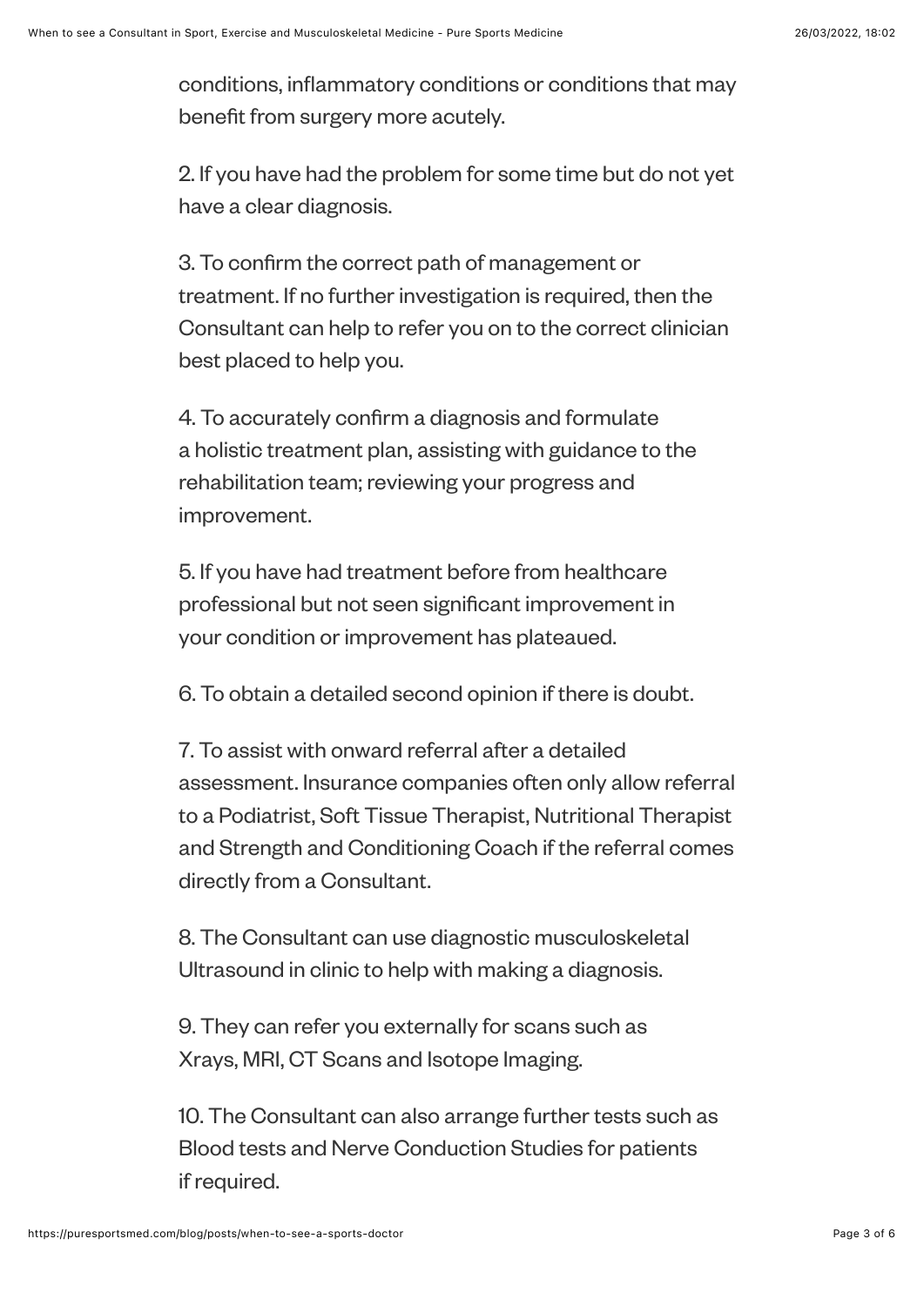conditions, inflammatory conditions or conditions that may benefit from surgery more acutely.

2. If you have had the problem for some time but do not yet have a clear diagnosis.

3. To confirm the correct path of management or treatment. If no further investigation is required, then the Consultant can help to refer you on to the correct clinician best placed to help you.

4. To accurately confirm a diagnosis and formulate a holistic treatment plan, assisting with guidance to the rehabilitation team; reviewing your progress and improvement.

5. If you have had treatment before from healthcare professional but not seen significant improvement in your condition or improvement has plateaued.

6. To obtain a detailed second opinion if there is doubt.

7. To assist with onward referral after a detailed assessment. Insurance companies often only allow referral to a Podiatrist, Soft Tissue Therapist, Nutritional Therapist and Strength and Conditioning Coach if the referral comes directly from a Consultant.

8. The Consultant can use diagnostic musculoskeletal Ultrasound in clinic to help with making a diagnosis.

9. They can refer you externally for scans such as Xrays, MRI, CT Scans and Isotope Imaging.

10. The Consultant can also arrange further tests such as Blood tests and Nerve Conduction Studies for patients if required.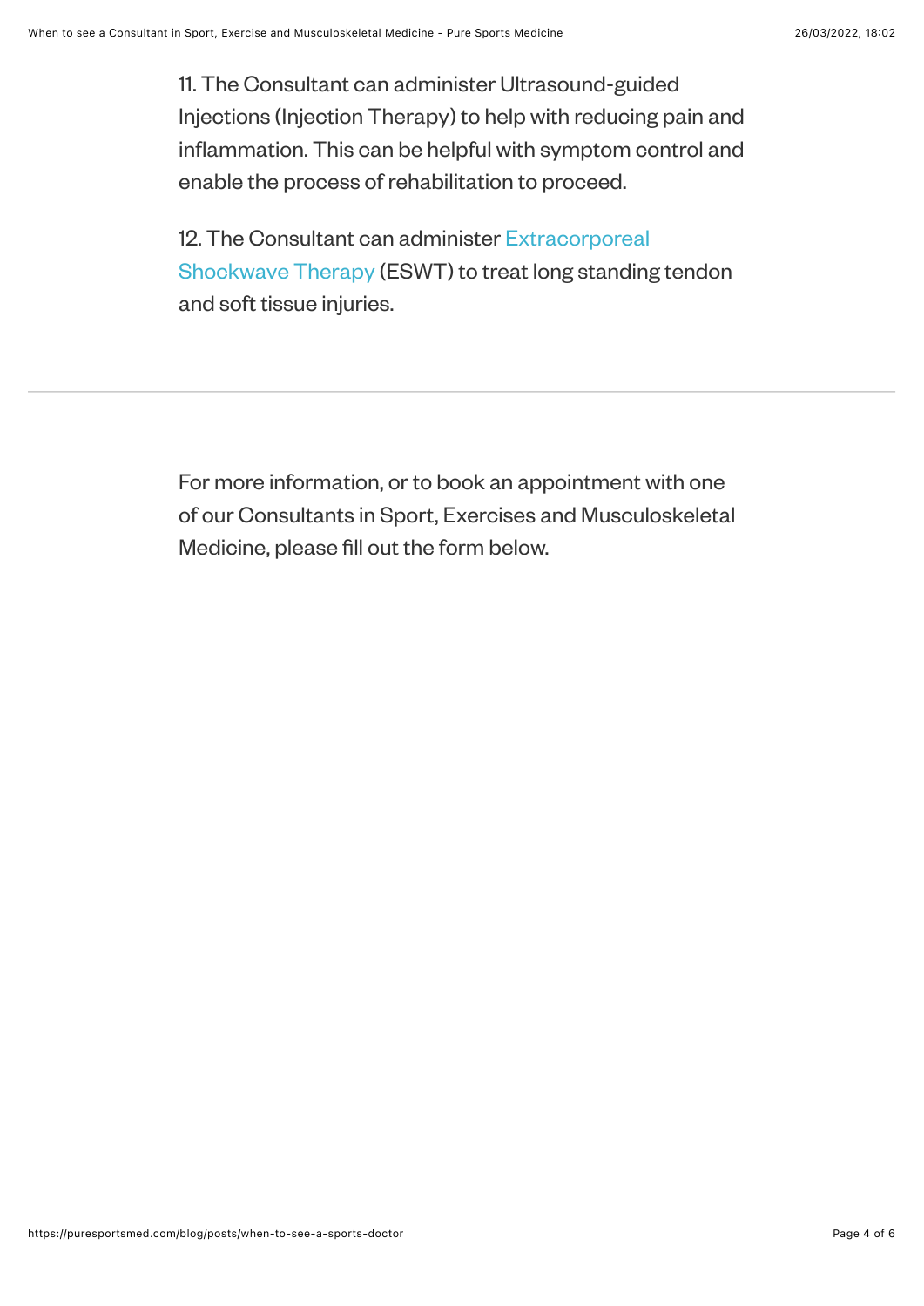11. The Consultant can administer Ultrasound-guided Injections (Injection Therapy) to help with reducing pain and inflammation. This can be helpful with symptom control and enable the process of rehabilitation to proceed.

12. The Consultant can administer Extracorporeal Shockwave Therapy (ESWT) to treat long standing tendon and soft tissue injuries.

---

For more information, or to book an appointment with one of our Consultants in Sport, Exercises and Musculoskeletal Medicine, please fill out the form below.